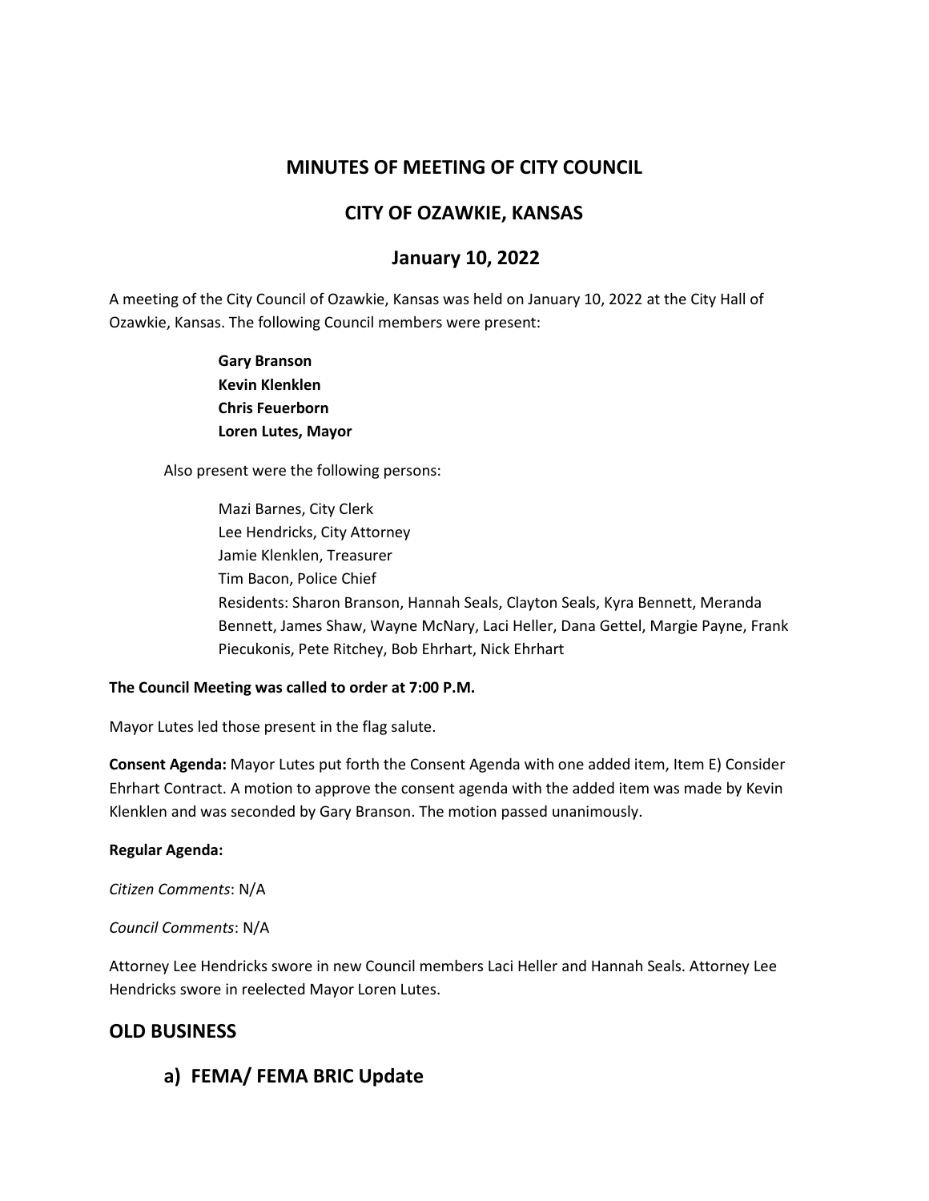# MINUTES OF MEETING OF CITY COUNCIL

# CITY OF OZAWKIE, KANSAS

# January 10, 2022

A meeting of the City Council of Ozawkie, Kansas was held on January 10, 2022 at the City Hall of Ozawkie, Kansas. The following Council members were present:

**Gary Branson**
**Kevin Klenklen**
**Chris Feuerborn**
**Loren Lutes, Mayor**

Also present were the following persons:

Mazi Barnes, City Clerk
Lee Hendricks, City Attorney
Jamie Klenklen, Treasurer
Tim Bacon, Police Chief
Residents: Sharon Branson, Hannah Seals, Clayton Seals, Kyra Bennett, Meranda Bennett, James Shaw, Wayne McNary, Laci Heller, Dana Gettel, Margie Payne, Frank Piecukonis, Pete Ritchey, Bob Ehrhart, Nick Ehrhart

**The Council Meeting was called to order at 7:00 P.M.**

Mayor Lutes led those present in the flag salute.

**Consent Agenda:** Mayor Lutes put forth the Consent Agenda with one added item, Item E) Consider Ehrhart Contract. A motion to approve the consent agenda with the added item was made by Kevin Klenklen and was seconded by Gary Branson. The motion passed unanimously.

**Regular Agenda:**

*Citizen Comments*: N/A

*Council Comments*: N/A

Attorney Lee Hendricks swore in new Council members Laci Heller and Hannah Seals. Attorney Lee Hendricks swore in reelected Mayor Loren Lutes.

## OLD BUSINESS

### a) FEMA/ FEMA BRIC Update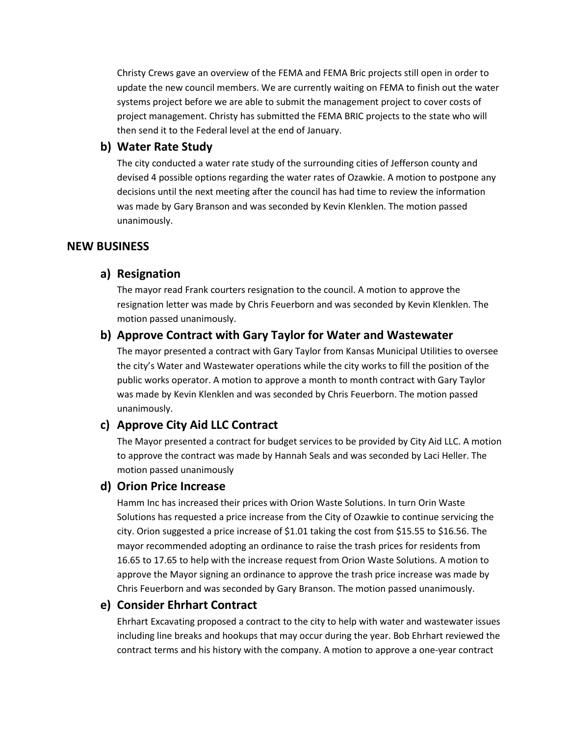Christy Crews gave an overview of the FEMA and FEMA Bric projects still open in order to update the new council members. We are currently waiting on FEMA to finish out the water systems project before we are able to submit the management project to cover costs of project management. Christy has submitted the FEMA BRIC projects to the state who will then send it to the Federal level at the end of January.

### b) Water Rate Study

The city conducted a water rate study of the surrounding cities of Jefferson county and devised 4 possible options regarding the water rates of Ozawkie. A motion to postpone any decisions until the next meeting after the council has had time to review the information was made by Gary Branson and was seconded by Kevin Klenklen. The motion passed unanimously.

## NEW BUSINESS

### a) Resignation

The mayor read Frank courters resignation to the council. A motion to approve the resignation letter was made by Chris Feuerborn and was seconded by Kevin Klenklen. The motion passed unanimously.

### b) Approve Contract with Gary Taylor for Water and Wastewater

The mayor presented a contract with Gary Taylor from Kansas Municipal Utilities to oversee the city's Water and Wastewater operations while the city works to fill the position of the public works operator. A motion to approve a month to month contract with Gary Taylor was made by Kevin Klenklen and was seconded by Chris Feuerborn. The motion passed unanimously.

### c) Approve City Aid LLC Contract

The Mayor presented a contract for budget services to be provided by City Aid LLC. A motion to approve the contract was made by Hannah Seals and was seconded by Laci Heller. The motion passed unanimously

### d) Orion Price Increase

Hamm Inc has increased their prices with Orion Waste Solutions. In turn Orin Waste Solutions has requested a price increase from the City of Ozawkie to continue servicing the city. Orion suggested a price increase of $1.01 taking the cost from $15.55 to $16.56. The mayor recommended adopting an ordinance to raise the trash prices for residents from 16.65 to 17.65 to help with the increase request from Orion Waste Solutions. A motion to approve the Mayor signing an ordinance to approve the trash price increase was made by Chris Feuerborn and was seconded by Gary Branson. The motion passed unanimously.

### e) Consider Ehrhart Contract

Ehrhart Excavating proposed a contract to the city to help with water and wastewater issues including line breaks and hookups that may occur during the year. Bob Ehrhart reviewed the contract terms and his history with the company. A motion to approve a one-year contract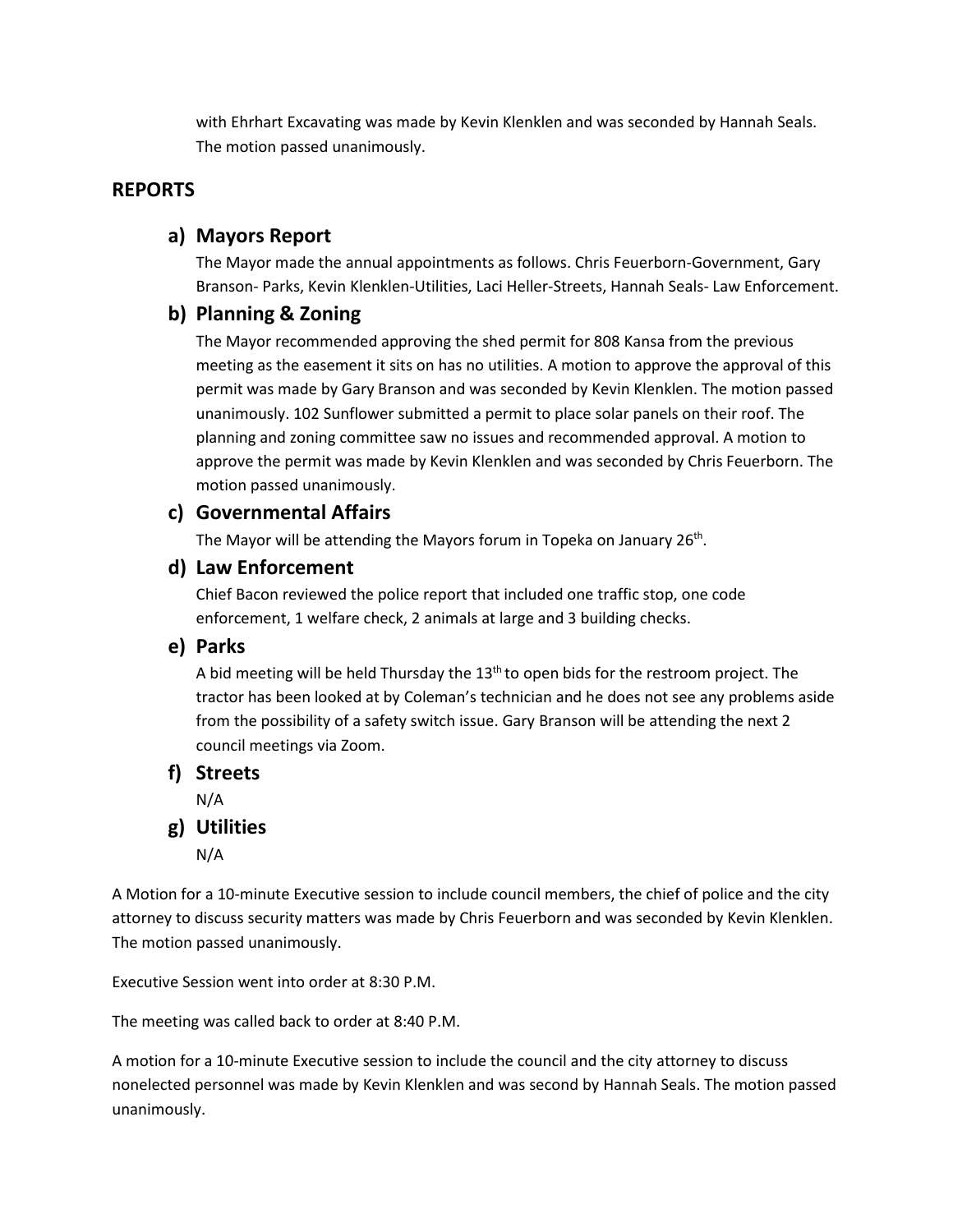with Ehrhart Excavating was made by Kevin Klenklen and was seconded by Hannah Seals. The motion passed unanimously.

## REPORTS

### a) Mayors Report

The Mayor made the annual appointments as follows. Chris Feuerborn-Government, Gary Branson- Parks, Kevin Klenklen-Utilities, Laci Heller-Streets, Hannah Seals- Law Enforcement.

### b) Planning & Zoning

The Mayor recommended approving the shed permit for 808 Kansa from the previous meeting as the easement it sits on has no utilities. A motion to approve the approval of this permit was made by Gary Branson and was seconded by Kevin Klenklen. The motion passed unanimously. 102 Sunflower submitted a permit to place solar panels on their roof. The planning and zoning committee saw no issues and recommended approval. A motion to approve the permit was made by Kevin Klenklen and was seconded by Chris Feuerborn. The motion passed unanimously.

### c) Governmental Affairs

The Mayor will be attending the Mayors forum in Topeka on January 26th.

### d) Law Enforcement

Chief Bacon reviewed the police report that included one traffic stop, one code enforcement, 1 welfare check, 2 animals at large and 3 building checks.

### e) Parks

A bid meeting will be held Thursday the 13th to open bids for the restroom project. The tractor has been looked at by Coleman's technician and he does not see any problems aside from the possibility of a safety switch issue. Gary Branson will be attending the next 2 council meetings via Zoom.

### f) Streets

N/A

### g) Utilities

N/A

A Motion for a 10-minute Executive session to include council members, the chief of police and the city attorney to discuss security matters was made by Chris Feuerborn and was seconded by Kevin Klenklen. The motion passed unanimously.

Executive Session went into order at 8:30 P.M.

The meeting was called back to order at 8:40 P.M.

A motion for a 10-minute Executive session to include the council and the city attorney to discuss nonelected personnel was made by Kevin Klenklen and was second by Hannah Seals. The motion passed unanimously.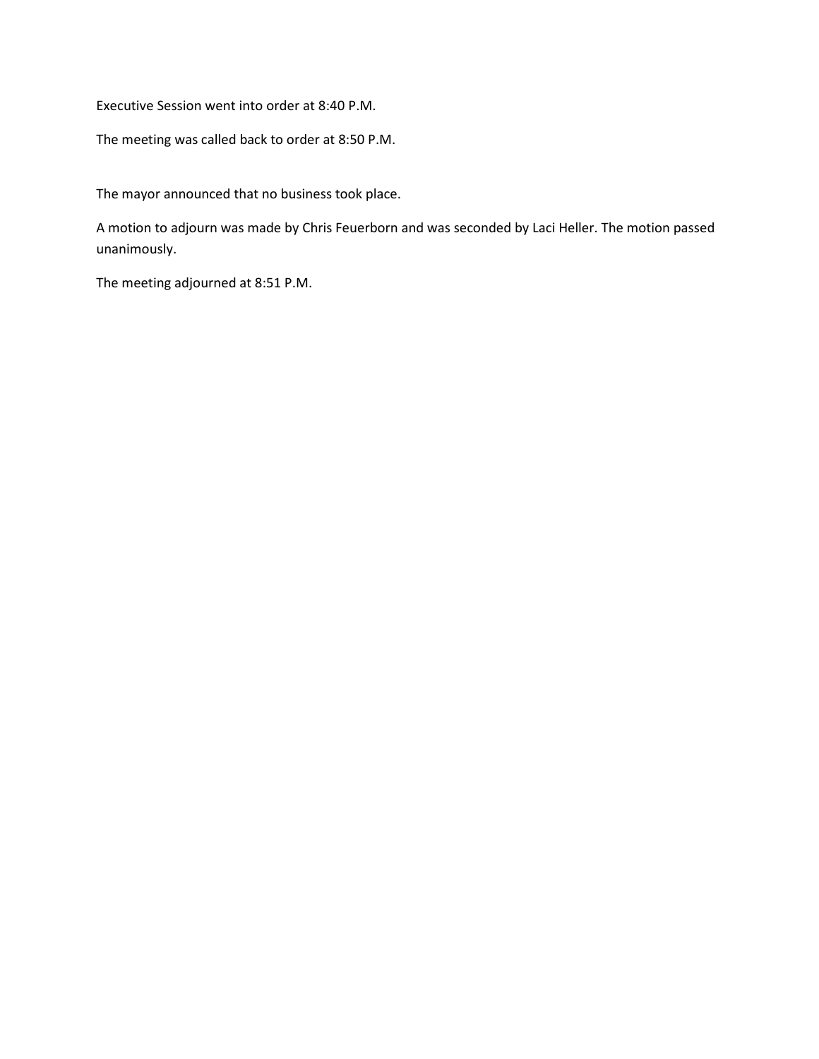Executive Session went into order at 8:40 P.M.

The meeting was called back to order at 8:50 P.M.

The mayor announced that no business took place.

A motion to adjourn was made by Chris Feuerborn and was seconded by Laci Heller. The motion passed unanimously.

The meeting adjourned at 8:51 P.M.